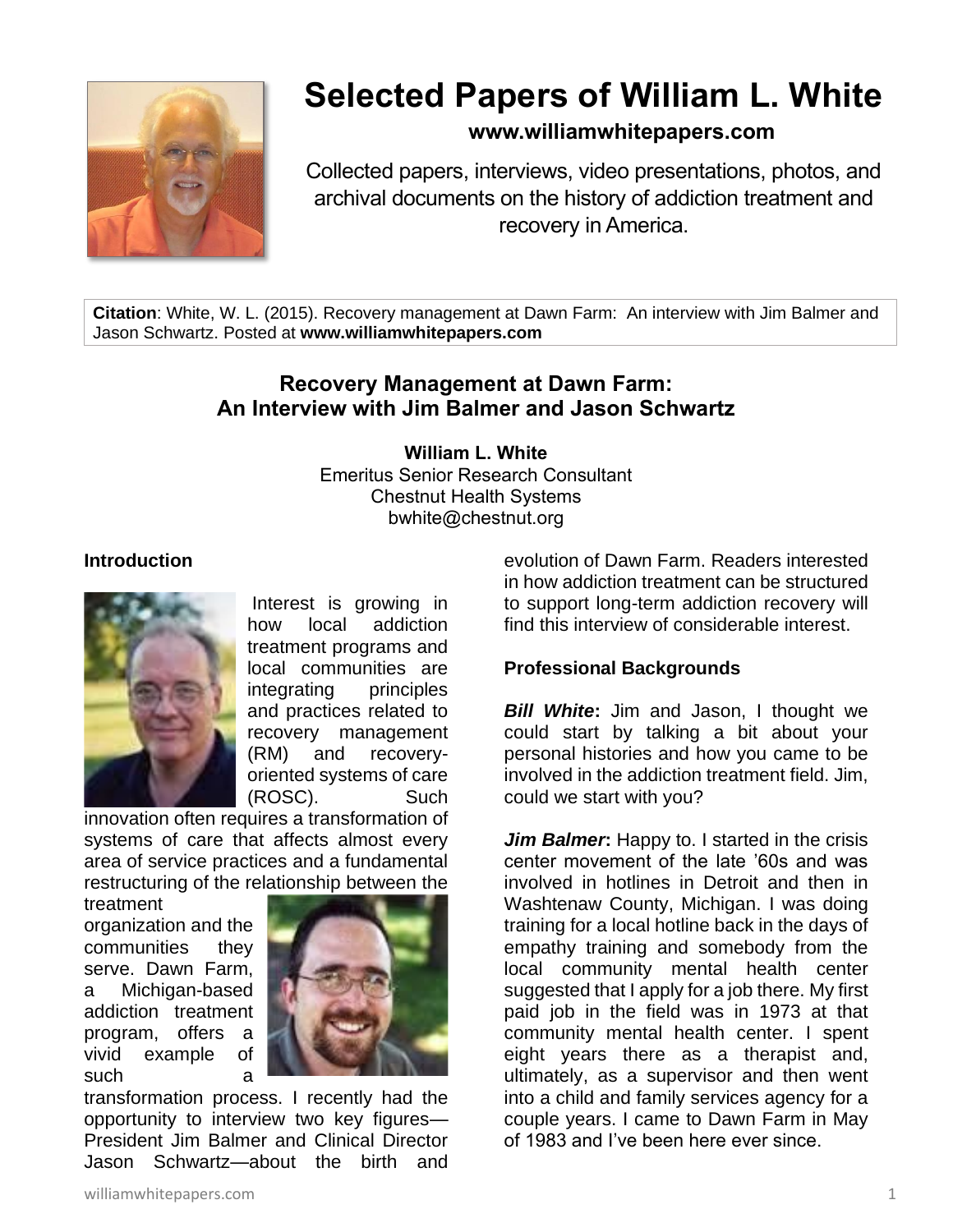# Selected Papers of William L. White

**www.williamwhitepapers.com**

Collected papers, interviews, video presentations, photos, and archival documents on the history of addiction treatment and recovery in America.

**Citation**: White, W. L. (2015). Recovery management at Dawn Farm: An interview with Jim Balmer and Jason Schwartz. Posted at **www.williamwhitepapers.com**

## Recovery Management at Dawn Farm: An Interview with Jim Balmer and Jason Schwartz

**William L. White**
Emeritus Senior Research Consultant
Chestnut Health Systems
bwhite@chestnut.org

### Introduction

Interest is growing in how local addiction treatment programs and local communities are integrating principles and practices related to recovery management (RM) and recovery-oriented systems of care (ROSC). Such innovation often requires a transformation of systems of care that affects almost every area of service practices and a fundamental restructuring of the relationship between the treatment organization and the communities they serve. Dawn Farm, a Michigan-based addiction treatment program, offers a vivid example of such a transformation process. I recently had the opportunity to interview two key figures—President Jim Balmer and Clinical Director Jason Schwartz—about the birth and evolution of Dawn Farm. Readers interested in how addiction treatment can be structured to support long-term addiction recovery will find this interview of considerable interest.

### Professional Backgrounds

***Bill White*****:** Jim and Jason, I thought we could start by talking a bit about your personal histories and how you came to be involved in the addiction treatment field. Jim, could we start with you?

***Jim Balmer*****:** Happy to. I started in the crisis center movement of the late ’60s and was involved in hotlines in Detroit and then in Washtenaw County, Michigan. I was doing training for a local hotline back in the days of empathy training and somebody from the local community mental health center suggested that I apply for a job there. My first paid job in the field was in 1973 at that community mental health center. I spent eight years there as a therapist and, ultimately, as a supervisor and then went into a child and family services agency for a couple years. I came to Dawn Farm in May of 1983 and I’ve been here ever since.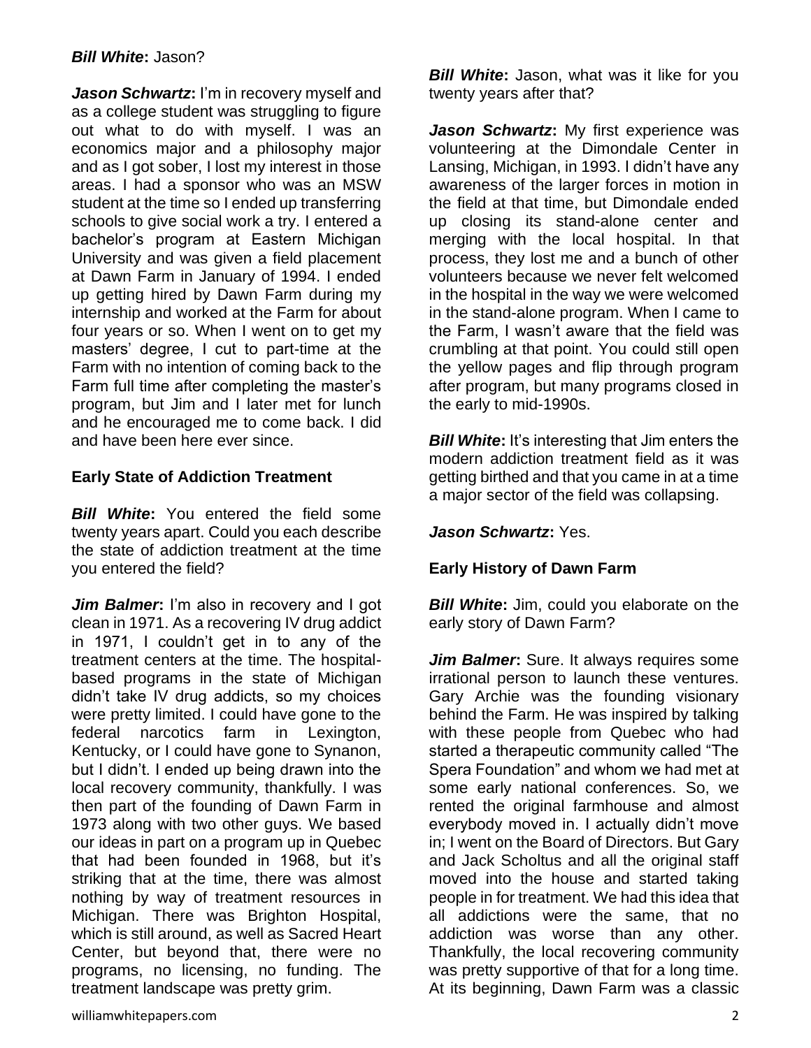***Bill White*:** Jason?

***Jason Schwartz*:** I'm in recovery myself and as a college student was struggling to figure out what to do with myself. I was an economics major and a philosophy major and as I got sober, I lost my interest in those areas. I had a sponsor who was an MSW student at the time so I ended up transferring schools to give social work a try. I entered a bachelor's program at Eastern Michigan University and was given a field placement at Dawn Farm in January of 1994. I ended up getting hired by Dawn Farm during my internship and worked at the Farm for about four years or so. When I went on to get my masters' degree, I cut to part-time at the Farm with no intention of coming back to the Farm full time after completing the master's program, but Jim and I later met for lunch and he encouraged me to come back. I did and have been here ever since.

## Early State of Addiction Treatment

***Bill White*:** You entered the field some twenty years apart. Could you each describe the state of addiction treatment at the time you entered the field?

***Jim Balmer*:** I'm also in recovery and I got clean in 1971. As a recovering IV drug addict in 1971, I couldn't get in to any of the treatment centers at the time. The hospital-based programs in the state of Michigan didn't take IV drug addicts, so my choices were pretty limited. I could have gone to the federal narcotics farm in Lexington, Kentucky, or I could have gone to Synanon, but I didn't. I ended up being drawn into the local recovery community, thankfully. I was then part of the founding of Dawn Farm in 1973 along with two other guys. We based our ideas in part on a program up in Quebec that had been founded in 1968, but it's striking that at the time, there was almost nothing by way of treatment resources in Michigan. There was Brighton Hospital, which is still around, as well as Sacred Heart Center, but beyond that, there were no programs, no licensing, no funding. The treatment landscape was pretty grim.

***Bill White*:** Jason, what was it like for you twenty years after that?

***Jason Schwartz*:** My first experience was volunteering at the Dimondale Center in Lansing, Michigan, in 1993. I didn't have any awareness of the larger forces in motion in the field at that time, but Dimondale ended up closing its stand-alone center and merging with the local hospital. In that process, they lost me and a bunch of other volunteers because we never felt welcomed in the hospital in the way we were welcomed in the stand-alone program. When I came to the Farm, I wasn't aware that the field was crumbling at that point. You could still open the yellow pages and flip through program after program, but many programs closed in the early to mid-1990s.

***Bill White*:** It's interesting that Jim enters the modern addiction treatment field as it was getting birthed and that you came in at a time a major sector of the field was collapsing.

***Jason Schwartz*:** Yes.

## Early History of Dawn Farm

***Bill White*:** Jim, could you elaborate on the early story of Dawn Farm?

***Jim Balmer*:** Sure. It always requires some irrational person to launch these ventures. Gary Archie was the founding visionary behind the Farm. He was inspired by talking with these people from Quebec who had started a therapeutic community called "The Spera Foundation" and whom we had met at some early national conferences. So, we rented the original farmhouse and almost everybody moved in. I actually didn't move in; I went on the Board of Directors. But Gary and Jack Scholtus and all the original staff moved into the house and started taking people in for treatment. We had this idea that all addictions were the same, that no addiction was worse than any other. Thankfully, the local recovering community was pretty supportive of that for a long time. At its beginning, Dawn Farm was a classic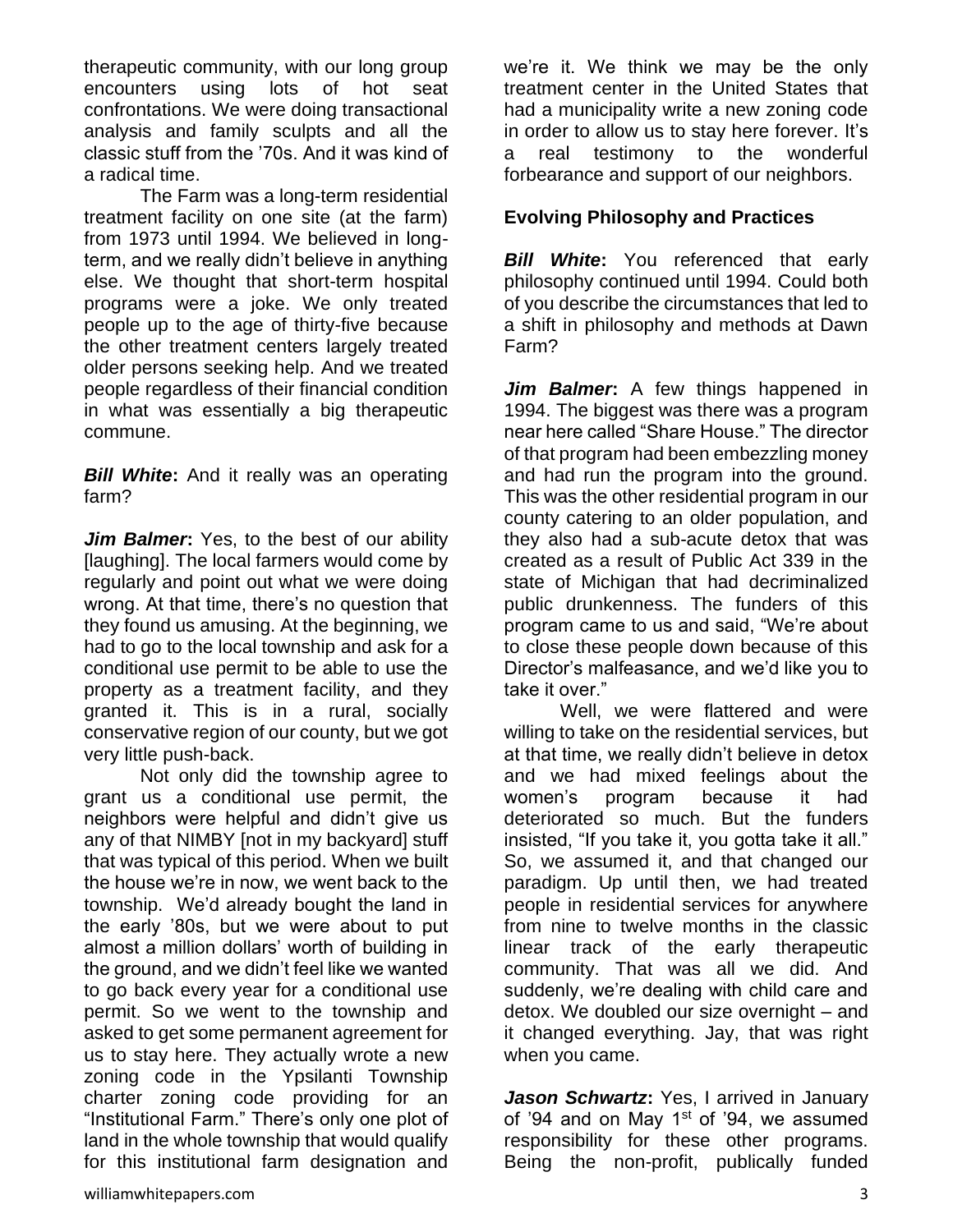therapeutic community, with our long group encounters using lots of hot seat confrontations. We were doing transactional analysis and family sculpts and all the classic stuff from the '70s. And it was kind of a radical time.

The Farm was a long-term residential treatment facility on one site (at the farm) from 1973 until 1994. We believed in long-term, and we really didn't believe in anything else. We thought that short-term hospital programs were a joke. We only treated people up to the age of thirty-five because the other treatment centers largely treated older persons seeking help. And we treated people regardless of their financial condition in what was essentially a big therapeutic commune.

***Bill White*:** And it really was an operating farm?

***Jim Balmer*:** Yes, to the best of our ability [laughing]. The local farmers would come by regularly and point out what we were doing wrong. At that time, there's no question that they found us amusing. At the beginning, we had to go to the local township and ask for a conditional use permit to be able to use the property as a treatment facility, and they granted it. This is in a rural, socially conservative region of our county, but we got very little push-back.

Not only did the township agree to grant us a conditional use permit, the neighbors were helpful and didn't give us any of that NIMBY [not in my backyard] stuff that was typical of this period. When we built the house we're in now, we went back to the township. We'd already bought the land in the early '80s, but we were about to put almost a million dollars' worth of building in the ground, and we didn't feel like we wanted to go back every year for a conditional use permit. So we went to the township and asked to get some permanent agreement for us to stay here. They actually wrote a new zoning code in the Ypsilanti Township charter zoning code providing for an "Institutional Farm." There's only one plot of land in the whole township that would qualify for this institutional farm designation and we're it. We think we may be the only treatment center in the United States that had a municipality write a new zoning code in order to allow us to stay here forever. It's a real testimony to the wonderful forbearance and support of our neighbors.

## Evolving Philosophy and Practices

***Bill White*:** You referenced that early philosophy continued until 1994. Could both of you describe the circumstances that led to a shift in philosophy and methods at Dawn Farm?

***Jim Balmer*:** A few things happened in 1994. The biggest was there was a program near here called "Share House." The director of that program had been embezzling money and had run the program into the ground. This was the other residential program in our county catering to an older population, and they also had a sub-acute detox that was created as a result of Public Act 339 in the state of Michigan that had decriminalized public drunkenness. The funders of this program came to us and said, "We're about to close these people down because of this Director's malfeasance, and we'd like you to take it over."

Well, we were flattered and were willing to take on the residential services, but at that time, we really didn't believe in detox and we had mixed feelings about the women's program because it had deteriorated so much. But the funders insisted, "If you take it, you gotta take it all." So, we assumed it, and that changed our paradigm. Up until then, we had treated people in residential services for anywhere from nine to twelve months in the classic linear track of the early therapeutic community. That was all we did. And suddenly, we're dealing with child care and detox. We doubled our size overnight – and it changed everything. Jay, that was right when you came.

***Jason Schwartz*:** Yes, I arrived in January of '94 and on May 1st of '94, we assumed responsibility for these other programs. Being the non-profit, publically funded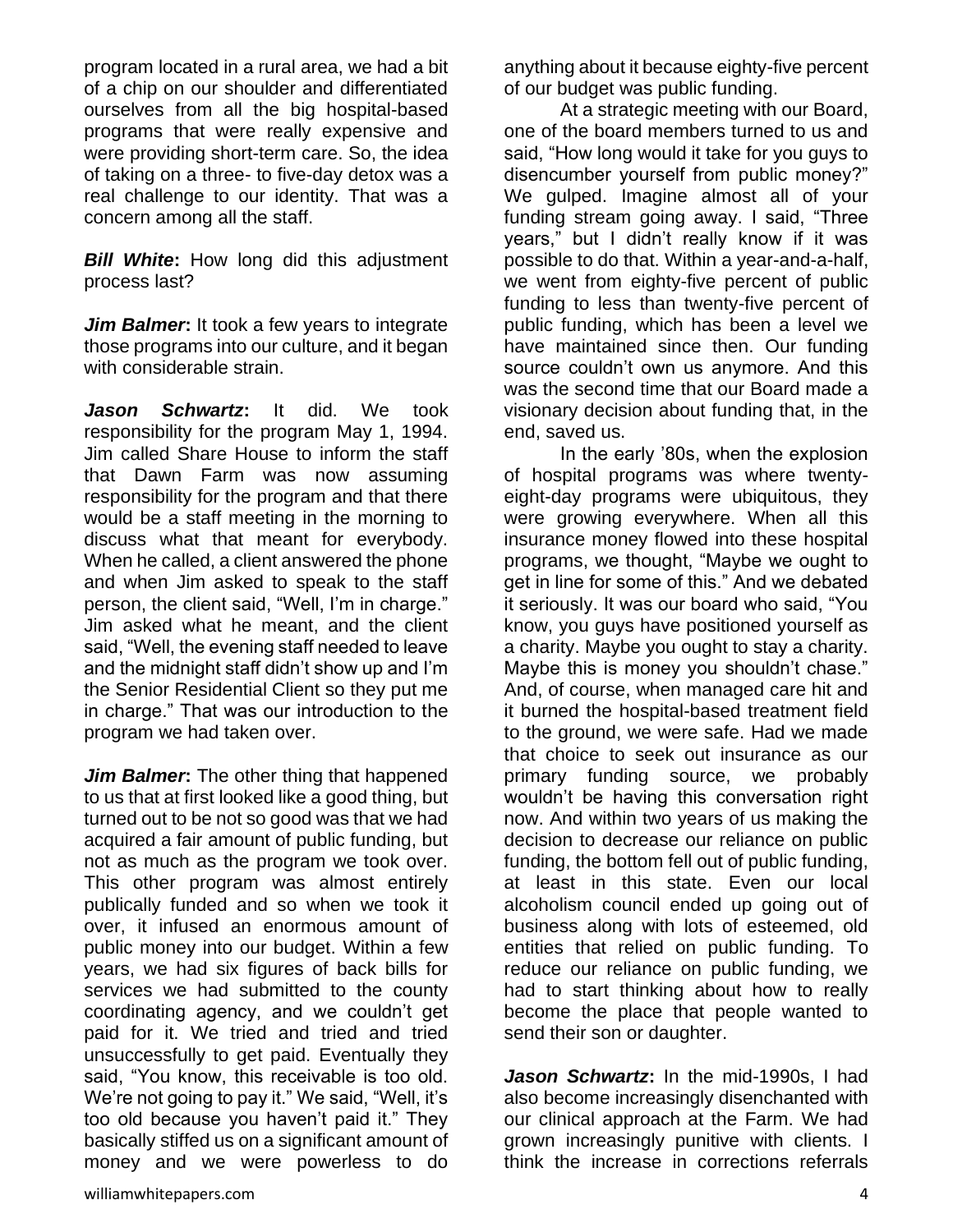program located in a rural area, we had a bit of a chip on our shoulder and differentiated ourselves from all the big hospital-based programs that were really expensive and were providing short-term care. So, the idea of taking on a three- to five-day detox was a real challenge to our identity. That was a concern among all the staff.

***Bill White*:** How long did this adjustment process last?

***Jim Balmer*:** It took a few years to integrate those programs into our culture, and it began with considerable strain.

***Jason Schwartz*:** It did. We took responsibility for the program May 1, 1994. Jim called Share House to inform the staff that Dawn Farm was now assuming responsibility for the program and that there would be a staff meeting in the morning to discuss what that meant for everybody. When he called, a client answered the phone and when Jim asked to speak to the staff person, the client said, "Well, I'm in charge." Jim asked what he meant, and the client said, "Well, the evening staff needed to leave and the midnight staff didn't show up and I'm the Senior Residential Client so they put me in charge." That was our introduction to the program we had taken over.

***Jim Balmer*:** The other thing that happened to us that at first looked like a good thing, but turned out to be not so good was that we had acquired a fair amount of public funding, but not as much as the program we took over. This other program was almost entirely publically funded and so when we took it over, it infused an enormous amount of public money into our budget. Within a few years, we had six figures of back bills for services we had submitted to the county coordinating agency, and we couldn't get paid for it. We tried and tried and tried unsuccessfully to get paid. Eventually they said, "You know, this receivable is too old. We're not going to pay it." We said, "Well, it's too old because you haven't paid it." They basically stiffed us on a significant amount of money and we were powerless to do anything about it because eighty-five percent of our budget was public funding.

At a strategic meeting with our Board, one of the board members turned to us and said, "How long would it take for you guys to disencumber yourself from public money?" We gulped. Imagine almost all of your funding stream going away. I said, "Three years," but I didn't really know if it was possible to do that. Within a year-and-a-half, we went from eighty-five percent of public funding to less than twenty-five percent of public funding, which has been a level we have maintained since then. Our funding source couldn't own us anymore. And this was the second time that our Board made a visionary decision about funding that, in the end, saved us.

In the early '80s, when the explosion of hospital programs was where twenty-eight-day programs were ubiquitous, they were growing everywhere. When all this insurance money flowed into these hospital programs, we thought, "Maybe we ought to get in line for some of this." And we debated it seriously. It was our board who said, "You know, you guys have positioned yourself as a charity. Maybe you ought to stay a charity. Maybe this is money you shouldn't chase." And, of course, when managed care hit and it burned the hospital-based treatment field to the ground, we were safe. Had we made that choice to seek out insurance as our primary funding source, we probably wouldn't be having this conversation right now. And within two years of us making the decision to decrease our reliance on public funding, the bottom fell out of public funding, at least in this state. Even our local alcoholism council ended up going out of business along with lots of esteemed, old entities that relied on public funding. To reduce our reliance on public funding, we had to start thinking about how to really become the place that people wanted to send their son or daughter.

***Jason Schwartz*:** In the mid-1990s, I had also become increasingly disenchanted with our clinical approach at the Farm. We had grown increasingly punitive with clients. I think the increase in corrections referrals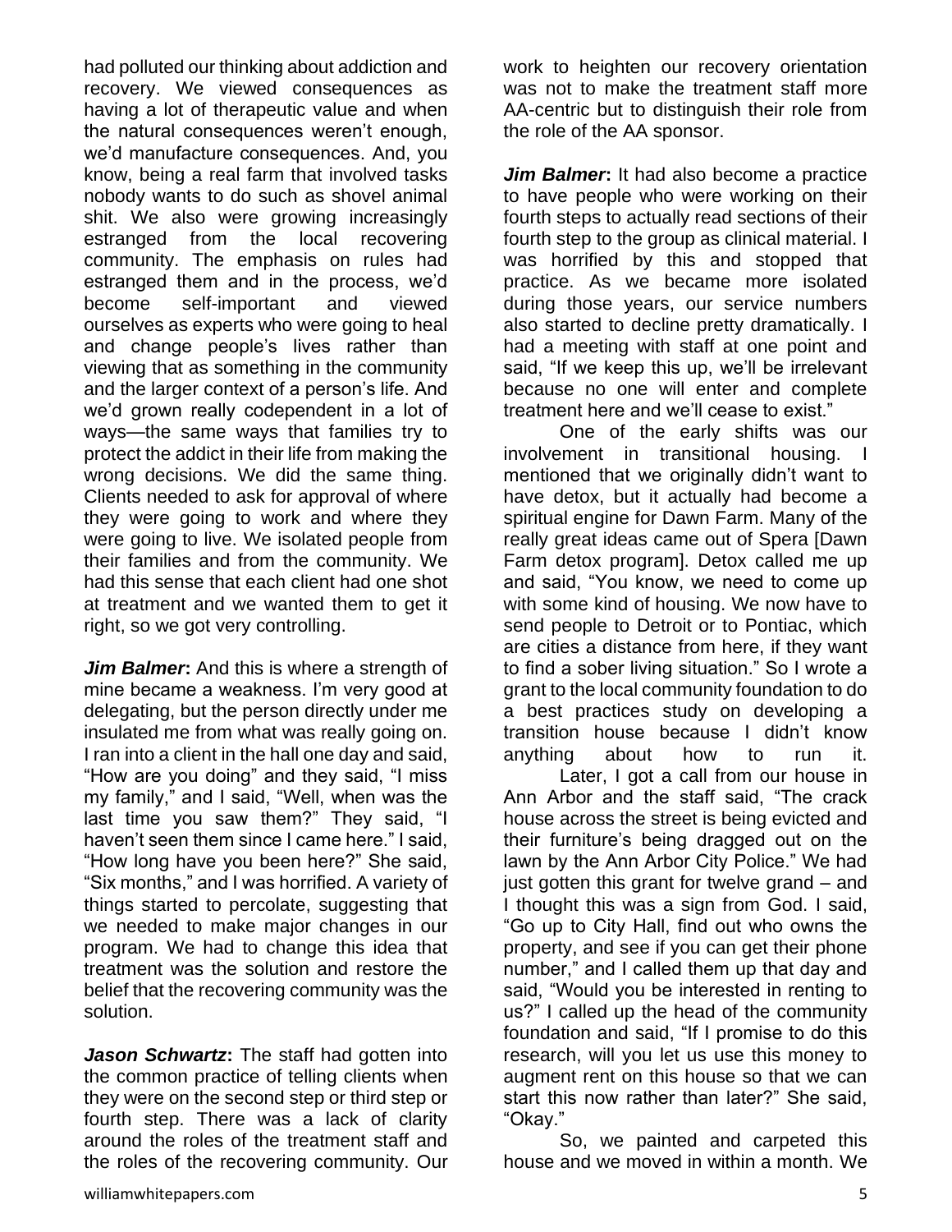had polluted our thinking about addiction and recovery. We viewed consequences as having a lot of therapeutic value and when the natural consequences weren't enough, we'd manufacture consequences. And, you know, being a real farm that involved tasks nobody wants to do such as shovel animal shit. We also were growing increasingly estranged from the local recovering community. The emphasis on rules had estranged them and in the process, we'd become self-important and viewed ourselves as experts who were going to heal and change people's lives rather than viewing that as something in the community and the larger context of a person's life. And we'd grown really codependent in a lot of ways—the same ways that families try to protect the addict in their life from making the wrong decisions. We did the same thing. Clients needed to ask for approval of where they were going to work and where they were going to live. We isolated people from their families and from the community. We had this sense that each client had one shot at treatment and we wanted them to get it right, so we got very controlling.

***Jim Balmer*:** And this is where a strength of mine became a weakness. I'm very good at delegating, but the person directly under me insulated me from what was really going on. I ran into a client in the hall one day and said, "How are you doing" and they said, "I miss my family," and I said, "Well, when was the last time you saw them?" They said, "I haven't seen them since I came here." I said, "How long have you been here?" She said, "Six months," and I was horrified. A variety of things started to percolate, suggesting that we needed to make major changes in our program. We had to change this idea that treatment was the solution and restore the belief that the recovering community was the solution.

***Jason Schwartz*:** The staff had gotten into the common practice of telling clients when they were on the second step or third step or fourth step. There was a lack of clarity around the roles of the treatment staff and the roles of the recovering community. Our work to heighten our recovery orientation was not to make the treatment staff more AA-centric but to distinguish their role from the role of the AA sponsor.

***Jim Balmer*:** It had also become a practice to have people who were working on their fourth steps to actually read sections of their fourth step to the group as clinical material. I was horrified by this and stopped that practice. As we became more isolated during those years, our service numbers also started to decline pretty dramatically. I had a meeting with staff at one point and said, "If we keep this up, we'll be irrelevant because no one will enter and complete treatment here and we'll cease to exist."

One of the early shifts was our involvement in transitional housing. I mentioned that we originally didn't want to have detox, but it actually had become a spiritual engine for Dawn Farm. Many of the really great ideas came out of Spera [Dawn Farm detox program]. Detox called me up and said, "You know, we need to come up with some kind of housing. We now have to send people to Detroit or to Pontiac, which are cities a distance from here, if they want to find a sober living situation." So I wrote a grant to the local community foundation to do a best practices study on developing a transition house because I didn't know anything about how to run it.

Later, I got a call from our house in Ann Arbor and the staff said, "The crack house across the street is being evicted and their furniture's being dragged out on the lawn by the Ann Arbor City Police." We had just gotten this grant for twelve grand – and I thought this was a sign from God. I said, "Go up to City Hall, find out who owns the property, and see if you can get their phone number," and I called them up that day and said, "Would you be interested in renting to us?" I called up the head of the community foundation and said, "If I promise to do this research, will you let us use this money to augment rent on this house so that we can start this now rather than later?" She said, "Okay."

So, we painted and carpeted this house and we moved in within a month. We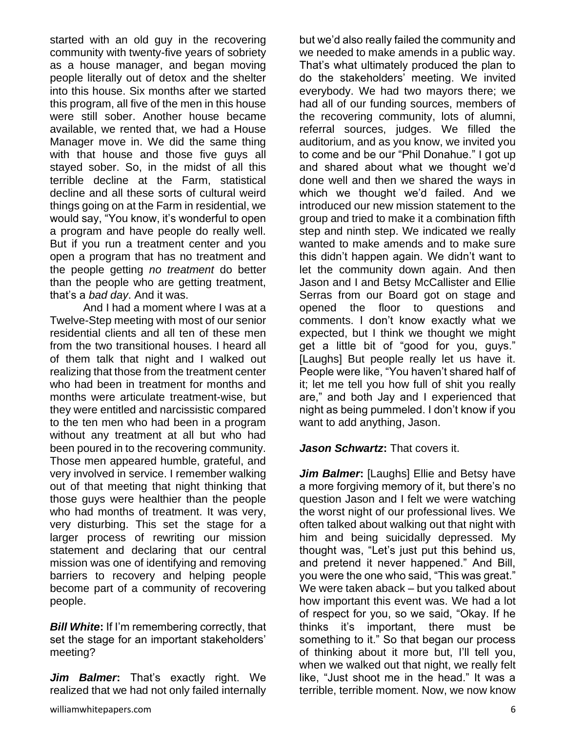started with an old guy in the recovering community with twenty-five years of sobriety as a house manager, and began moving people literally out of detox and the shelter into this house. Six months after we started this program, all five of the men in this house were still sober. Another house became available, we rented that, we had a House Manager move in. We did the same thing with that house and those five guys all stayed sober. So, in the midst of all this terrible decline at the Farm, statistical decline and all these sorts of cultural weird things going on at the Farm in residential, we would say, "You know, it's wonderful to open a program and have people do really well. But if you run a treatment center and you open a program that has no treatment and the people getting *no treatment* do better than the people who are getting treatment, that's a *bad day*. And it was.

And I had a moment where I was at a Twelve-Step meeting with most of our senior residential clients and all ten of these men from the two transitional houses. I heard all of them talk that night and I walked out realizing that those from the treatment center who had been in treatment for months and months were articulate treatment-wise, but they were entitled and narcissistic compared to the ten men who had been in a program without any treatment at all but who had been poured in to the recovering community. Those men appeared humble, grateful, and very involved in service. I remember walking out of that meeting that night thinking that those guys were healthier than the people who had months of treatment. It was very, very disturbing. This set the stage for a larger process of rewriting our mission statement and declaring that our central mission was one of identifying and removing barriers to recovery and helping people become part of a community of recovering people.

***Bill White*:** If I'm remembering correctly, that set the stage for an important stakeholders' meeting?

***Jim Balmer*:** That's exactly right. We realized that we had not only failed internally but we'd also really failed the community and we needed to make amends in a public way. That's what ultimately produced the plan to do the stakeholders' meeting. We invited everybody. We had two mayors there; we had all of our funding sources, members of the recovering community, lots of alumni, referral sources, judges. We filled the auditorium, and as you know, we invited you to come and be our "Phil Donahue." I got up and shared about what we thought we'd done well and then we shared the ways in which we thought we'd failed. And we introduced our new mission statement to the group and tried to make it a combination fifth step and ninth step. We indicated we really wanted to make amends and to make sure this didn't happen again. We didn't want to let the community down again. And then Jason and I and Betsy McCallister and Ellie Serras from our Board got on stage and opened the floor to questions and comments. I don't know exactly what we expected, but I think we thought we might get a little bit of "good for you, guys." [Laughs] But people really let us have it. People were like, "You haven't shared half of it; let me tell you how full of shit you really are," and both Jay and I experienced that night as being pummeled. I don't know if you want to add anything, Jason.

***Jason Schwartz*:** That covers it.

***Jim Balmer*:** [Laughs] Ellie and Betsy have a more forgiving memory of it, but there's no question Jason and I felt we were watching the worst night of our professional lives. We often talked about walking out that night with him and being suicidally depressed. My thought was, "Let's just put this behind us, and pretend it never happened." And Bill, you were the one who said, "This was great." We were taken aback – but you talked about how important this event was. We had a lot of respect for you, so we said, "Okay. If he thinks it's important, there must be something to it." So that began our process of thinking about it more but, I'll tell you, when we walked out that night, we really felt like, "Just shoot me in the head." It was a terrible, terrible moment. Now, we now know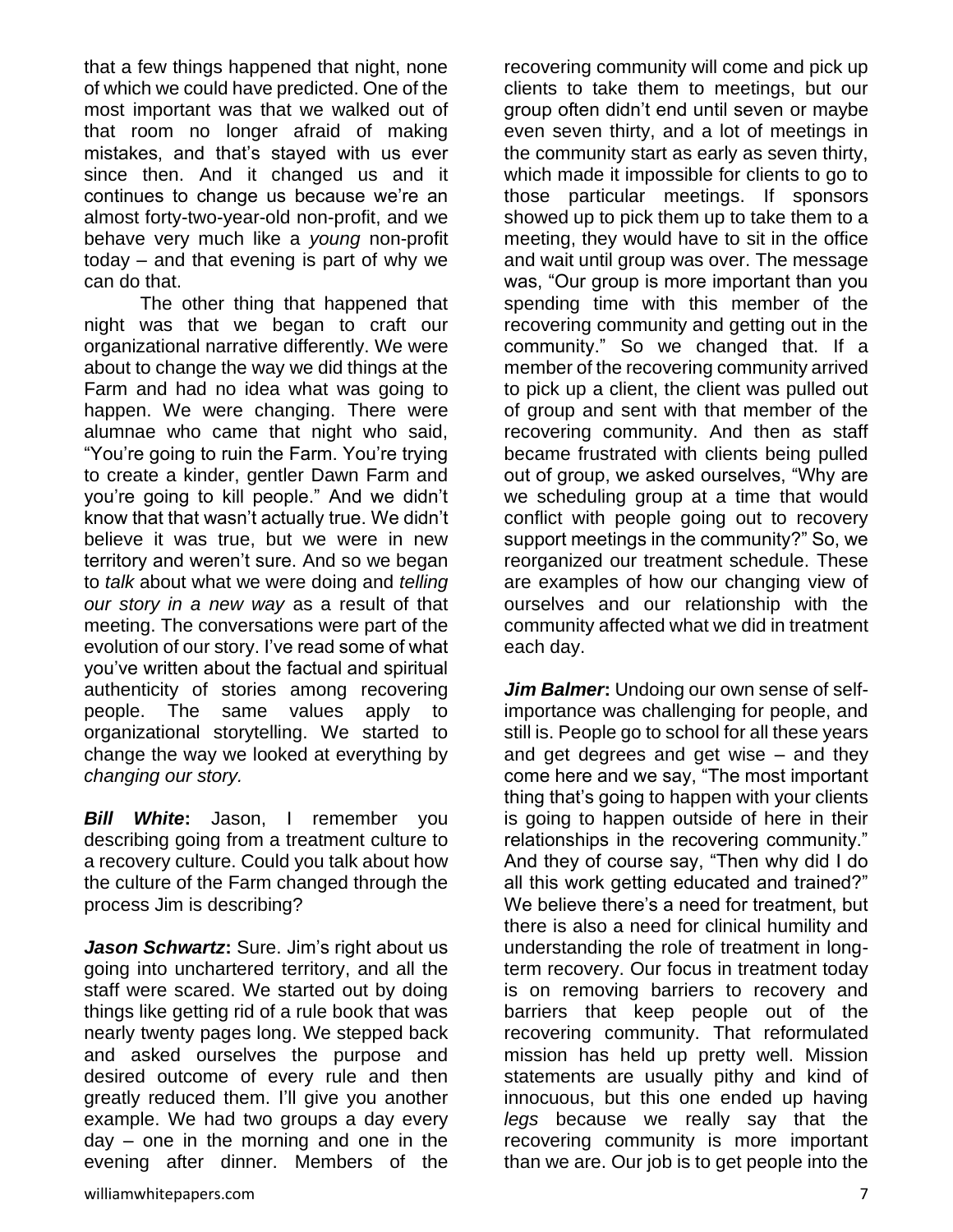that a few things happened that night, none of which we could have predicted. One of the most important was that we walked out of that room no longer afraid of making mistakes, and that's stayed with us ever since then. And it changed us and it continues to change us because we're an almost forty-two-year-old non-profit, and we behave very much like a *young* non-profit today – and that evening is part of why we can do that.

The other thing that happened that night was that we began to craft our organizational narrative differently. We were about to change the way we did things at the Farm and had no idea what was going to happen. We were changing. There were alumnae who came that night who said, "You're going to ruin the Farm. You're trying to create a kinder, gentler Dawn Farm and you're going to kill people." And we didn't know that that wasn't actually true. We didn't believe it was true, but we were in new territory and weren't sure. And so we began to *talk* about what we were doing and *telling our story in a new way* as a result of that meeting. The conversations were part of the evolution of our story. I've read some of what you've written about the factual and spiritual authenticity of stories among recovering people. The same values apply to organizational storytelling. We started to change the way we looked at everything by *changing our story.*

***Bill White*:** Jason, I remember you describing going from a treatment culture to a recovery culture. Could you talk about how the culture of the Farm changed through the process Jim is describing?

***Jason Schwartz*:** Sure. Jim's right about us going into unchartered territory, and all the staff were scared. We started out by doing things like getting rid of a rule book that was nearly twenty pages long. We stepped back and asked ourselves the purpose and desired outcome of every rule and then greatly reduced them. I'll give you another example. We had two groups a day every day – one in the morning and one in the evening after dinner. Members of the recovering community will come and pick up clients to take them to meetings, but our group often didn't end until seven or maybe even seven thirty, and a lot of meetings in the community start as early as seven thirty, which made it impossible for clients to go to those particular meetings. If sponsors showed up to pick them up to take them to a meeting, they would have to sit in the office and wait until group was over. The message was, "Our group is more important than you spending time with this member of the recovering community and getting out in the community." So we changed that. If a member of the recovering community arrived to pick up a client, the client was pulled out of group and sent with that member of the recovering community. And then as staff became frustrated with clients being pulled out of group, we asked ourselves, "Why are we scheduling group at a time that would conflict with people going out to recovery support meetings in the community?" So, we reorganized our treatment schedule. These are examples of how our changing view of ourselves and our relationship with the community affected what we did in treatment each day.

***Jim Balmer*:** Undoing our own sense of self-importance was challenging for people, and still is. People go to school for all these years and get degrees and get wise – and they come here and we say, "The most important thing that's going to happen with your clients is going to happen outside of here in their relationships in the recovering community." And they of course say, "Then why did I do all this work getting educated and trained?" We believe there's a need for treatment, but there is also a need for clinical humility and understanding the role of treatment in long-term recovery. Our focus in treatment today is on removing barriers to recovery and barriers that keep people out of the recovering community. That reformulated mission has held up pretty well. Mission statements are usually pithy and kind of innocuous, but this one ended up having *legs* because we really say that the recovering community is more important than we are. Our job is to get people into the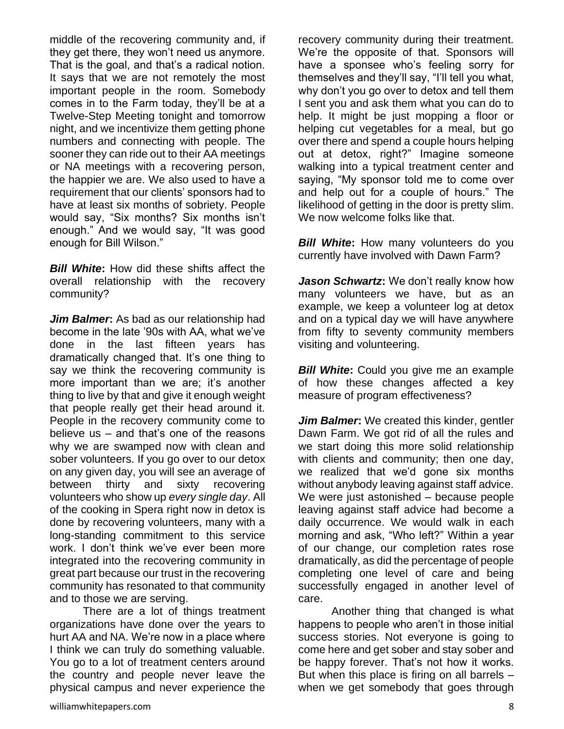middle of the recovering community and, if they get there, they won't need us anymore. That is the goal, and that's a radical notion. It says that we are not remotely the most important people in the room. Somebody comes in to the Farm today, they'll be at a Twelve-Step Meeting tonight and tomorrow night, and we incentivize them getting phone numbers and connecting with people. The sooner they can ride out to their AA meetings or NA meetings with a recovering person, the happier we are. We also used to have a requirement that our clients' sponsors had to have at least six months of sobriety. People would say, "Six months? Six months isn't enough." And we would say, "It was good enough for Bill Wilson."

***Bill White*:** How did these shifts affect the overall relationship with the recovery community?

***Jim Balmer*:** As bad as our relationship had become in the late '90s with AA, what we've done in the last fifteen years has dramatically changed that. It's one thing to say we think the recovering community is more important than we are; it's another thing to live by that and give it enough weight that people really get their head around it. People in the recovery community come to believe us – and that's one of the reasons why we are swamped now with clean and sober volunteers. If you go over to our detox on any given day, you will see an average of between thirty and sixty recovering volunteers who show up *every single day*. All of the cooking in Spera right now in detox is done by recovering volunteers, many with a long-standing commitment to this service work. I don't think we've ever been more integrated into the recovering community in great part because our trust in the recovering community has resonated to that community and to those we are serving.

There are a lot of things treatment organizations have done over the years to hurt AA and NA. We're now in a place where I think we can truly do something valuable. You go to a lot of treatment centers around the country and people never leave the physical campus and never experience the recovery community during their treatment. We're the opposite of that. Sponsors will have a sponsee who's feeling sorry for themselves and they'll say, "I'll tell you what, why don't you go over to detox and tell them I sent you and ask them what you can do to help. It might be just mopping a floor or helping cut vegetables for a meal, but go over there and spend a couple hours helping out at detox, right?" Imagine someone walking into a typical treatment center and saying, "My sponsor told me to come over and help out for a couple of hours." The likelihood of getting in the door is pretty slim. We now welcome folks like that.

***Bill White*:** How many volunteers do you currently have involved with Dawn Farm?

***Jason Schwartz*:** We don't really know how many volunteers we have, but as an example, we keep a volunteer log at detox and on a typical day we will have anywhere from fifty to seventy community members visiting and volunteering.

***Bill White*:** Could you give me an example of how these changes affected a key measure of program effectiveness?

***Jim Balmer*:** We created this kinder, gentler Dawn Farm. We got rid of all the rules and we start doing this more solid relationship with clients and community; then one day, we realized that we'd gone six months without anybody leaving against staff advice. We were just astonished – because people leaving against staff advice had become a daily occurrence. We would walk in each morning and ask, "Who left?" Within a year of our change, our completion rates rose dramatically, as did the percentage of people completing one level of care and being successfully engaged in another level of care.

Another thing that changed is what happens to people who aren't in those initial success stories. Not everyone is going to come here and get sober and stay sober and be happy forever. That's not how it works. But when this place is firing on all barrels – when we get somebody that goes through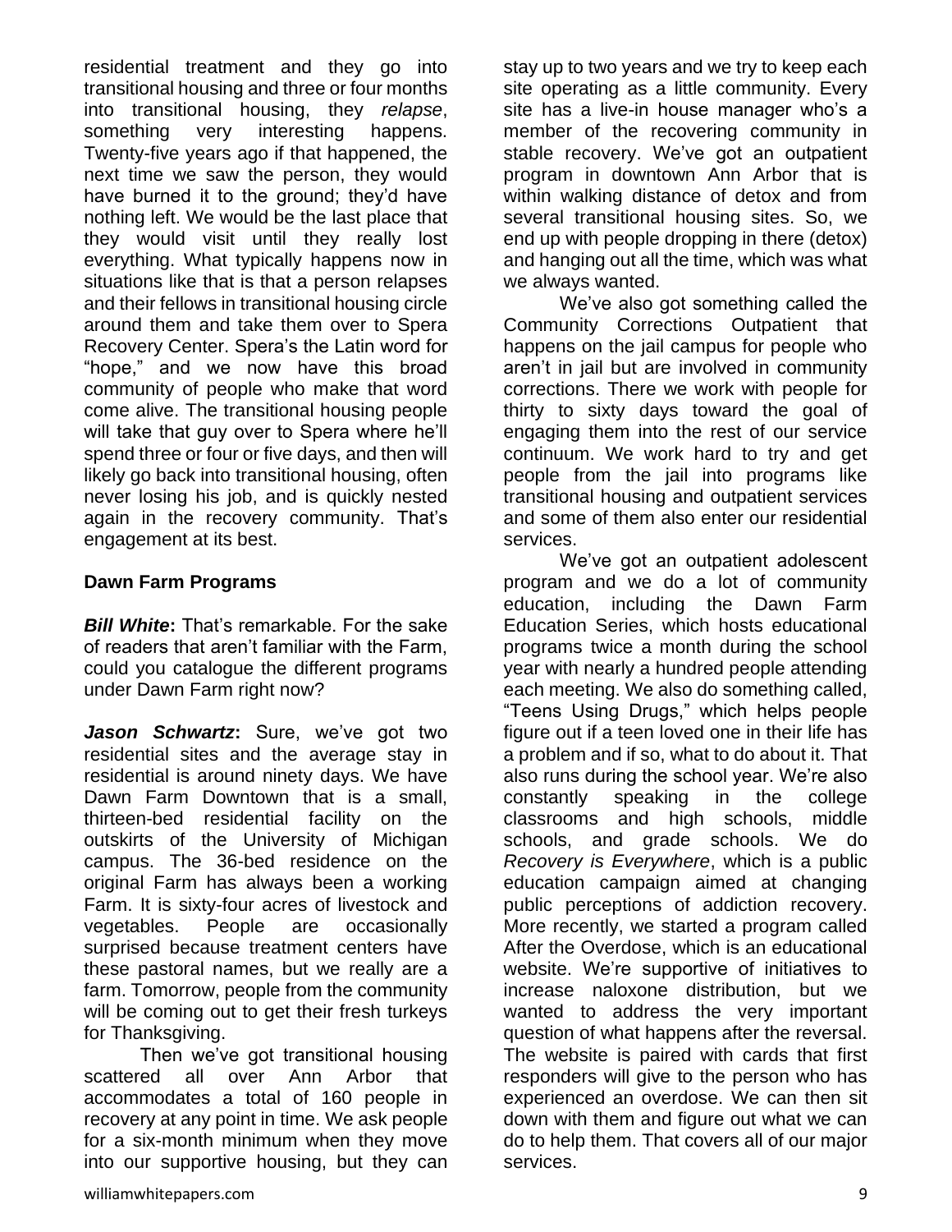residential treatment and they go into transitional housing and three or four months into transitional housing, they *relapse*, something very interesting happens. Twenty-five years ago if that happened, the next time we saw the person, they would have burned it to the ground; they'd have nothing left. We would be the last place that they would visit until they really lost everything. What typically happens now in situations like that is that a person relapses and their fellows in transitional housing circle around them and take them over to Spera Recovery Center. Spera's the Latin word for "hope," and we now have this broad community of people who make that word come alive. The transitional housing people will take that guy over to Spera where he'll spend three or four or five days, and then will likely go back into transitional housing, often never losing his job, and is quickly nested again in the recovery community. That's engagement at its best.

### Dawn Farm Programs

***Bill White*:** That's remarkable. For the sake of readers that aren't familiar with the Farm, could you catalogue the different programs under Dawn Farm right now?

***Jason Schwartz*:** Sure, we've got two residential sites and the average stay in residential is around ninety days. We have Dawn Farm Downtown that is a small, thirteen-bed residential facility on the outskirts of the University of Michigan campus. The 36-bed residence on the original Farm has always been a working Farm. It is sixty-four acres of livestock and vegetables. People are occasionally surprised because treatment centers have these pastoral names, but we really are a farm. Tomorrow, people from the community will be coming out to get their fresh turkeys for Thanksgiving.

Then we've got transitional housing scattered all over Ann Arbor that accommodates a total of 160 people in recovery at any point in time. We ask people for a six-month minimum when they move into our supportive housing, but they can stay up to two years and we try to keep each site operating as a little community. Every site has a live-in house manager who's a member of the recovering community in stable recovery. We've got an outpatient program in downtown Ann Arbor that is within walking distance of detox and from several transitional housing sites. So, we end up with people dropping in there (detox) and hanging out all the time, which was what we always wanted.

We've also got something called the Community Corrections Outpatient that happens on the jail campus for people who aren't in jail but are involved in community corrections. There we work with people for thirty to sixty days toward the goal of engaging them into the rest of our service continuum. We work hard to try and get people from the jail into programs like transitional housing and outpatient services and some of them also enter our residential services.

We've got an outpatient adolescent program and we do a lot of community education, including the Dawn Farm Education Series, which hosts educational programs twice a month during the school year with nearly a hundred people attending each meeting. We also do something called, "Teens Using Drugs," which helps people figure out if a teen loved one in their life has a problem and if so, what to do about it. That also runs during the school year. We're also constantly speaking in the college classrooms and high schools, middle schools, and grade schools. We do *Recovery is Everywhere*, which is a public education campaign aimed at changing public perceptions of addiction recovery. More recently, we started a program called After the Overdose, which is an educational website. We're supportive of initiatives to increase naloxone distribution, but we wanted to address the very important question of what happens after the reversal. The website is paired with cards that first responders will give to the person who has experienced an overdose. We can then sit down with them and figure out what we can do to help them. That covers all of our major services.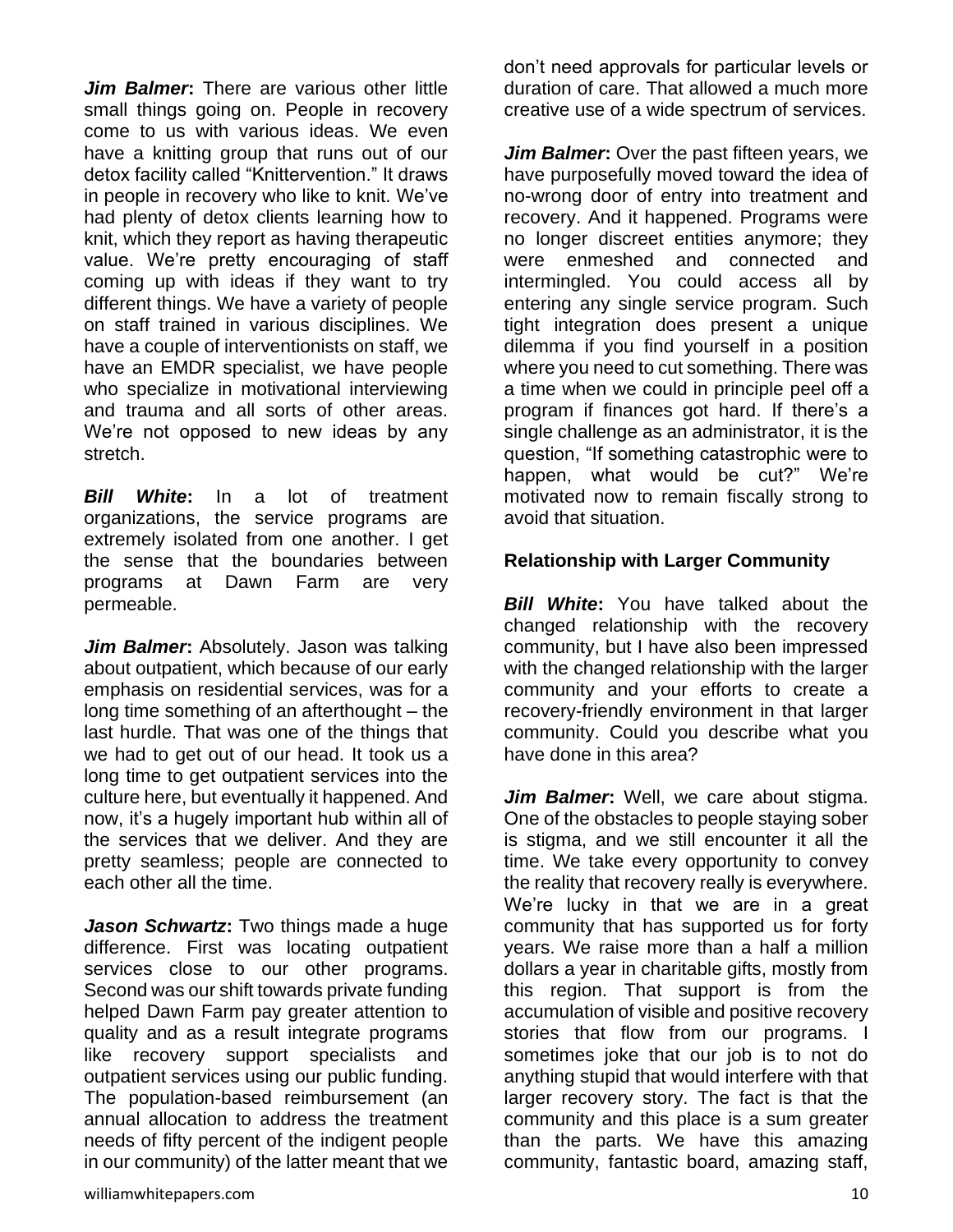***Jim Balmer*:** There are various other little small things going on. People in recovery come to us with various ideas. We even have a knitting group that runs out of our detox facility called "Knittervention." It draws in people in recovery who like to knit. We've had plenty of detox clients learning how to knit, which they report as having therapeutic value. We're pretty encouraging of staff coming up with ideas if they want to try different things. We have a variety of people on staff trained in various disciplines. We have a couple of interventionists on staff, we have an EMDR specialist, we have people who specialize in motivational interviewing and trauma and all sorts of other areas. We're not opposed to new ideas by any stretch.

***Bill White*:** In a lot of treatment organizations, the service programs are extremely isolated from one another. I get the sense that the boundaries between programs at Dawn Farm are very permeable.

***Jim Balmer*:** Absolutely. Jason was talking about outpatient, which because of our early emphasis on residential services, was for a long time something of an afterthought – the last hurdle. That was one of the things that we had to get out of our head. It took us a long time to get outpatient services into the culture here, but eventually it happened. And now, it's a hugely important hub within all of the services that we deliver. And they are pretty seamless; people are connected to each other all the time.

***Jason Schwartz*:** Two things made a huge difference. First was locating outpatient services close to our other programs. Second was our shift towards private funding helped Dawn Farm pay greater attention to quality and as a result integrate programs like recovery support specialists and outpatient services using our public funding. The population-based reimbursement (an annual allocation to address the treatment needs of fifty percent of the indigent people in our community) of the latter meant that we don't need approvals for particular levels or duration of care. That allowed a much more creative use of a wide spectrum of services.

***Jim Balmer*:** Over the past fifteen years, we have purposefully moved toward the idea of no-wrong door of entry into treatment and recovery. And it happened. Programs were no longer discreet entities anymore; they were enmeshed and connected and intermingled. You could access all by entering any single service program. Such tight integration does present a unique dilemma if you find yourself in a position where you need to cut something. There was a time when we could in principle peel off a program if finances got hard. If there's a single challenge as an administrator, it is the question, "If something catastrophic were to happen, what would be cut?" We're motivated now to remain fiscally strong to avoid that situation.

**Relationship with Larger Community**

***Bill White*:** You have talked about the changed relationship with the recovery community, but I have also been impressed with the changed relationship with the larger community and your efforts to create a recovery-friendly environment in that larger community. Could you describe what you have done in this area?

***Jim Balmer*:** Well, we care about stigma. One of the obstacles to people staying sober is stigma, and we still encounter it all the time. We take every opportunity to convey the reality that recovery really is everywhere. We're lucky in that we are in a great community that has supported us for forty years. We raise more than a half a million dollars a year in charitable gifts, mostly from this region. That support is from the accumulation of visible and positive recovery stories that flow from our programs. I sometimes joke that our job is to not do anything stupid that would interfere with that larger recovery story. The fact is that the community and this place is a sum greater than the parts. We have this amazing community, fantastic board, amazing staff,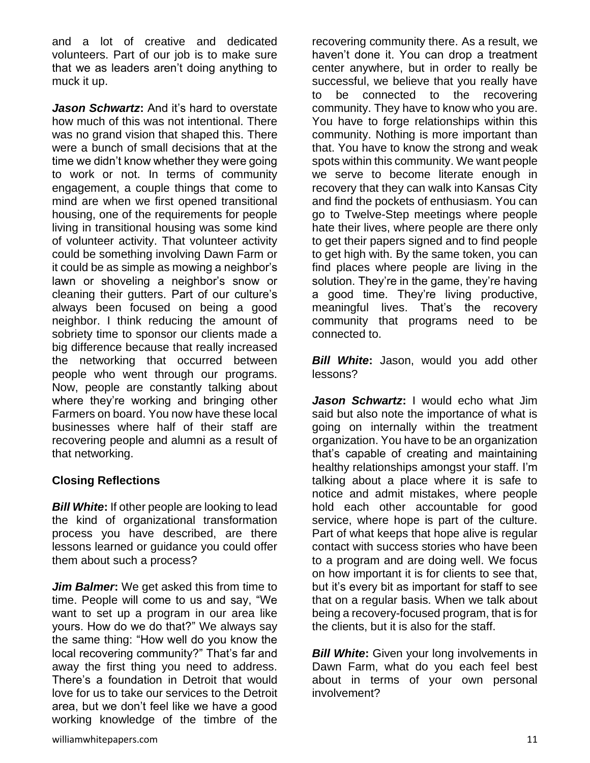and a lot of creative and dedicated volunteers. Part of our job is to make sure that we as leaders aren't doing anything to muck it up.

***Jason Schwartz*:** And it's hard to overstate how much of this was not intentional. There was no grand vision that shaped this. There were a bunch of small decisions that at the time we didn't know whether they were going to work or not. In terms of community engagement, a couple things that come to mind are when we first opened transitional housing, one of the requirements for people living in transitional housing was some kind of volunteer activity. That volunteer activity could be something involving Dawn Farm or it could be as simple as mowing a neighbor's lawn or shoveling a neighbor's snow or cleaning their gutters. Part of our culture's always been focused on being a good neighbor. I think reducing the amount of sobriety time to sponsor our clients made a big difference because that really increased the networking that occurred between people who went through our programs. Now, people are constantly talking about where they're working and bringing other Farmers on board. You now have these local businesses where half of their staff are recovering people and alumni as a result of that networking.

## Closing Reflections

***Bill White*:** If other people are looking to lead the kind of organizational transformation process you have described, are there lessons learned or guidance you could offer them about such a process?

***Jim Balmer*:** We get asked this from time to time. People will come to us and say, "We want to set up a program in our area like yours. How do we do that?" We always say the same thing: "How well do you know the local recovering community?" That's far and away the first thing you need to address. There's a foundation in Detroit that would love for us to take our services to the Detroit area, but we don't feel like we have a good working knowledge of the timbre of the recovering community there. As a result, we haven't done it. You can drop a treatment center anywhere, but in order to really be successful, we believe that you really have to be connected to the recovering community. They have to know who you are. You have to forge relationships within this community. Nothing is more important than that. You have to know the strong and weak spots within this community. We want people we serve to become literate enough in recovery that they can walk into Kansas City and find the pockets of enthusiasm. You can go to Twelve-Step meetings where people hate their lives, where people are there only to get their papers signed and to find people to get high with. By the same token, you can find places where people are living in the solution. They're in the game, they're having a good time. They're living productive, meaningful lives. That's the recovery community that programs need to be connected to.

***Bill White*:** Jason, would you add other lessons?

***Jason Schwartz*:** I would echo what Jim said but also note the importance of what is going on internally within the treatment organization. You have to be an organization that's capable of creating and maintaining healthy relationships amongst your staff. I'm talking about a place where it is safe to notice and admit mistakes, where people hold each other accountable for good service, where hope is part of the culture. Part of what keeps that hope alive is regular contact with success stories who have been to a program and are doing well. We focus on how important it is for clients to see that, but it's every bit as important for staff to see that on a regular basis. When we talk about being a recovery-focused program, that is for the clients, but it is also for the staff.

***Bill White*:** Given your long involvements in Dawn Farm, what do you each feel best about in terms of your own personal involvement?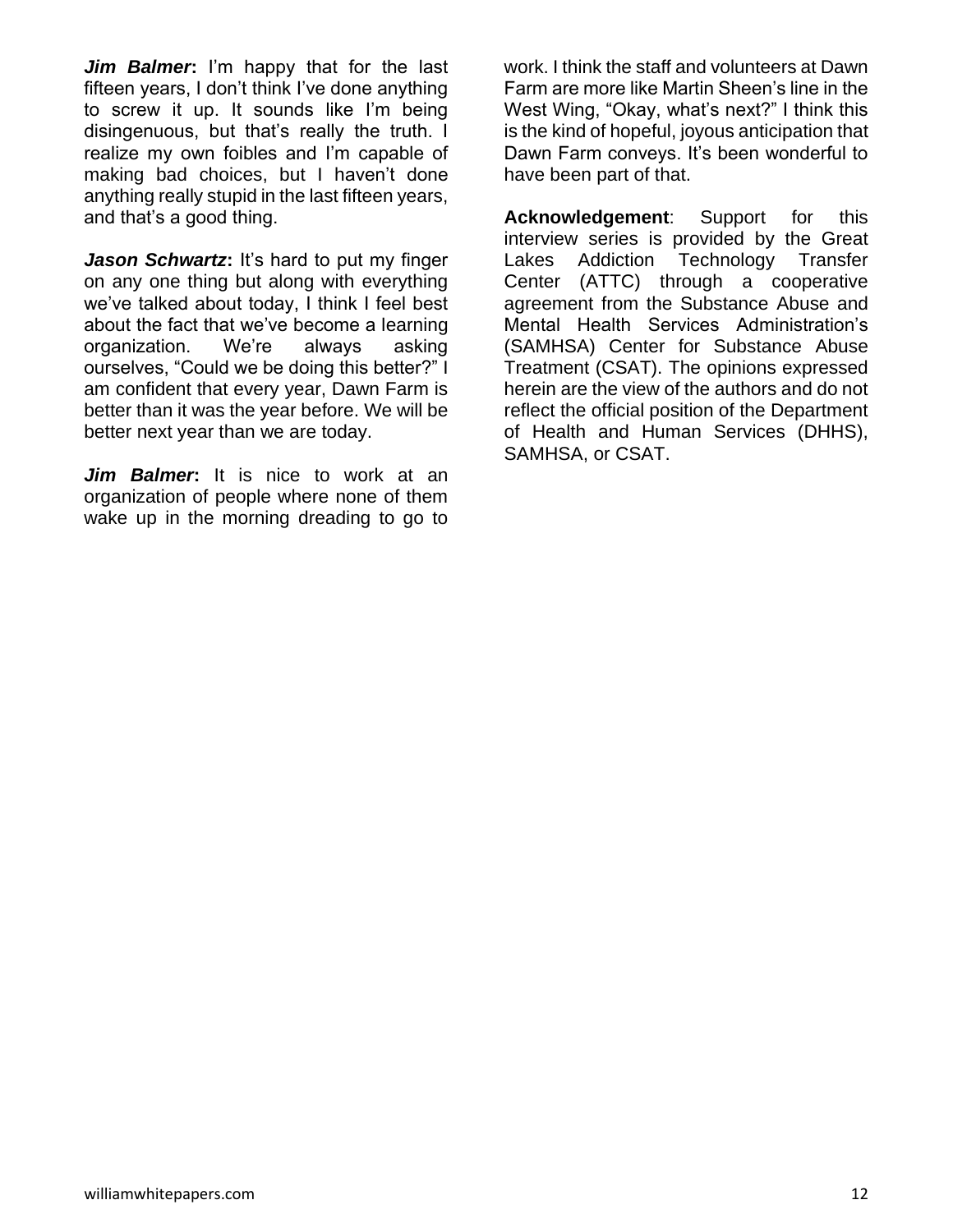***Jim Balmer*:** I'm happy that for the last fifteen years, I don't think I've done anything to screw it up. It sounds like I'm being disingenuous, but that's really the truth. I realize my own foibles and I'm capable of making bad choices, but I haven't done anything really stupid in the last fifteen years, and that's a good thing.

***Jason Schwartz*:** It's hard to put my finger on any one thing but along with everything we've talked about today, I think I feel best about the fact that we've become a learning organization. We're always asking ourselves, "Could we be doing this better?" I am confident that every year, Dawn Farm is better than it was the year before. We will be better next year than we are today.

***Jim Balmer*:** It is nice to work at an organization of people where none of them wake up in the morning dreading to go to work. I think the staff and volunteers at Dawn Farm are more like Martin Sheen's line in the West Wing, "Okay, what's next?" I think this is the kind of hopeful, joyous anticipation that Dawn Farm conveys. It's been wonderful to have been part of that.

**Acknowledgement**: Support for this interview series is provided by the Great Lakes Addiction Technology Transfer Center (ATTC) through a cooperative agreement from the Substance Abuse and Mental Health Services Administration's (SAMHSA) Center for Substance Abuse Treatment (CSAT). The opinions expressed herein are the view of the authors and do not reflect the official position of the Department of Health and Human Services (DHHS), SAMHSA, or CSAT.